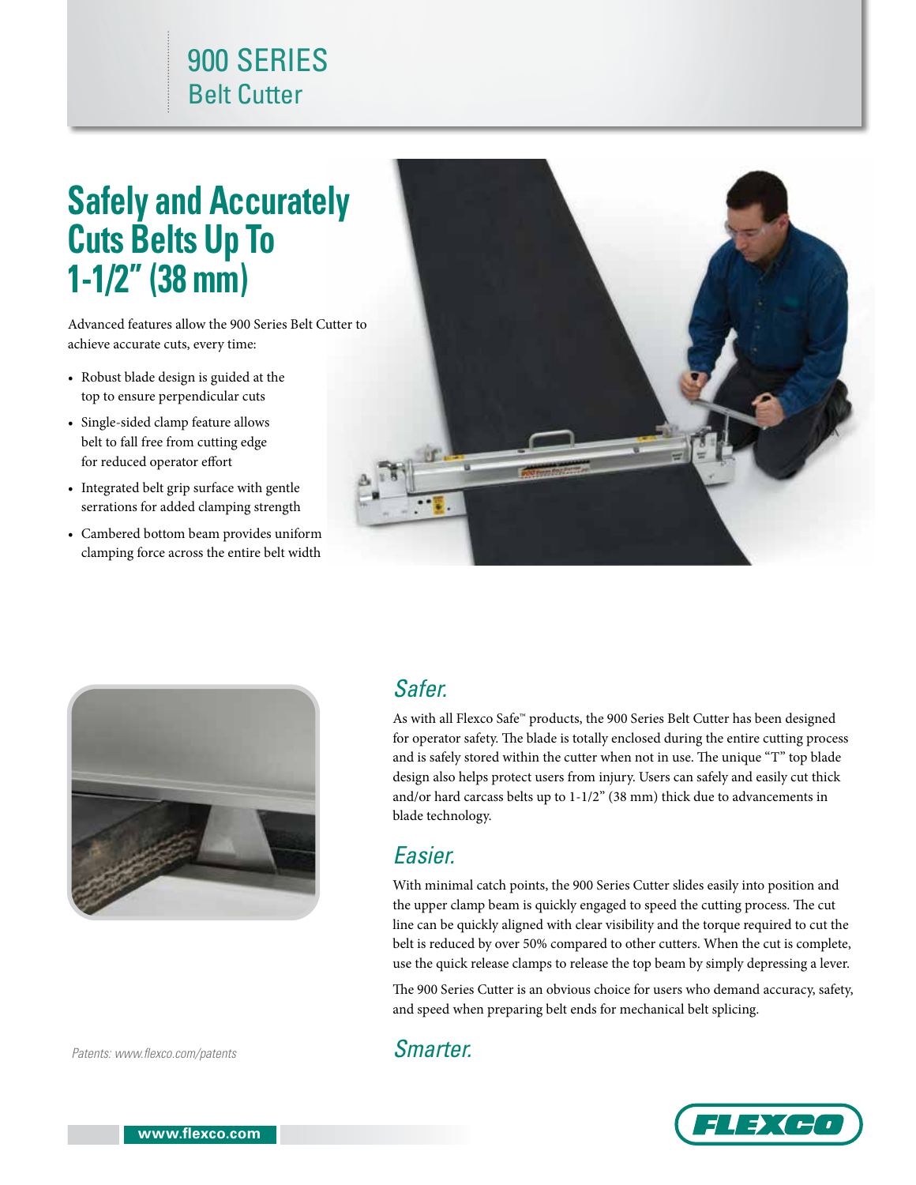# 900 SERIES
## Belt Cutter

# Safely and Accurately Cuts Belts Up To 1-1/2" (38 mm)

Advanced features allow the 900 Series Belt Cutter to achieve accurate cuts, every time:

- Robust blade design is guided at the top to ensure perpendicular cuts
- Single-sided clamp feature allows belt to fall free from cutting edge for reduced operator effort
- Integrated belt grip surface with gentle serrations for added clamping strength
- Cambered bottom beam provides uniform clamping force across the entire belt width

## *Safer.*

As with all Flexco Safe™ products, the 900 Series Belt Cutter has been designed for operator safety. The blade is totally enclosed during the entire cutting process and is safely stored within the cutter when not in use. The unique "T" top blade design also helps protect users from injury. Users can safely and easily cut thick and/or hard carcass belts up to 1-1/2" (38 mm) thick due to advancements in blade technology.

## *Easier.*

With minimal catch points, the 900 Series Cutter slides easily into position and the upper clamp beam is quickly engaged to speed the cutting process. The cut line can be quickly aligned with clear visibility and the torque required to cut the belt is reduced by over 50% compared to other cutters. When the cut is complete, use the quick release clamps to release the top beam by simply depressing a lever.

The 900 Series Cutter is an obvious choice for users who demand accuracy, safety, and speed when preparing belt ends for mechanical belt splicing.

## *Smarter.*

*Patents: www.flexco.com/patents*

www.flexco.com

FLEXCO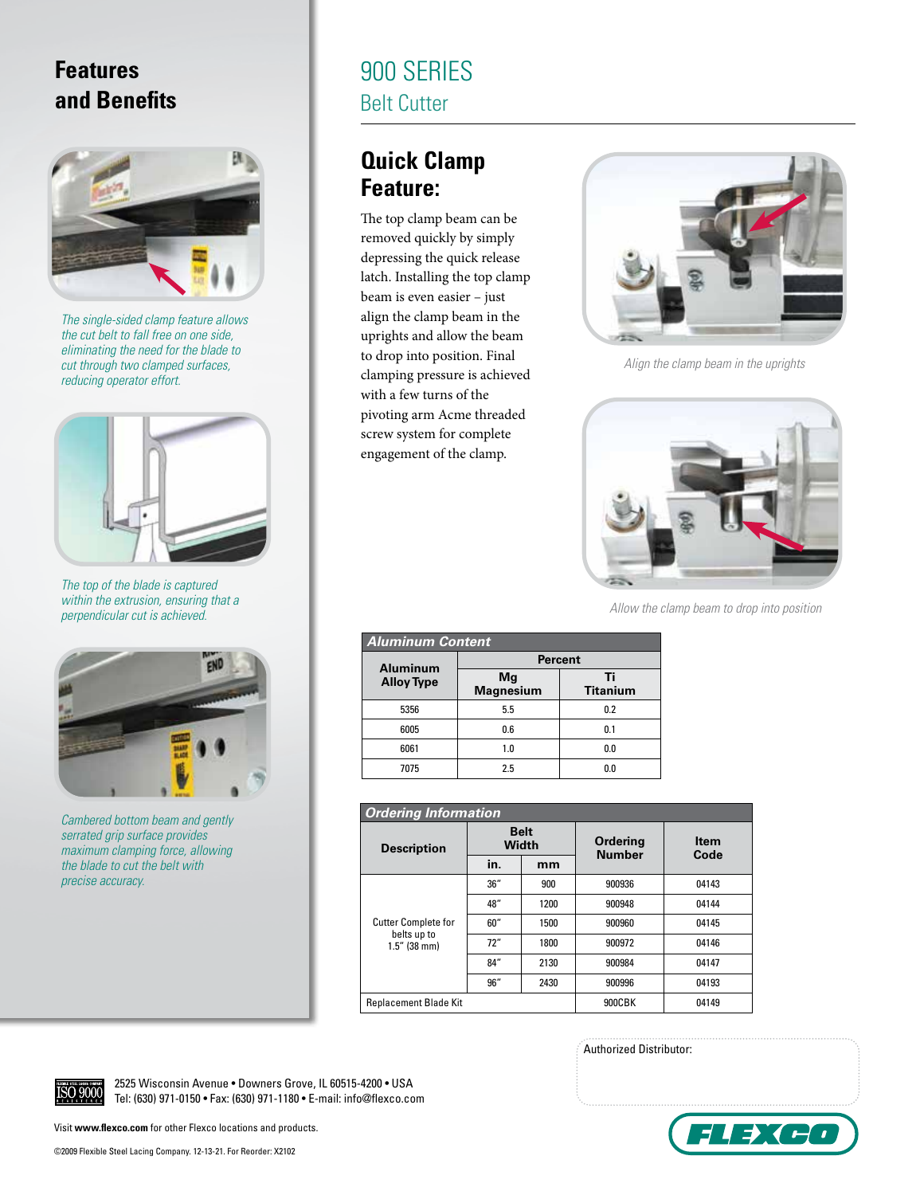## Features and Benefits

*The single-sided clamp feature allows the cut belt to fall free on one side, eliminating the need for the blade to cut through two clamped surfaces, reducing operator effort.*

*The top of the blade is captured within the extrusion, ensuring that a perpendicular cut is achieved.*

*Cambered bottom beam and gently serrated grip surface provides maximum clamping force, allowing the blade to cut the belt with precise accuracy.*

# 900 SERIES
## Belt Cutter

## Quick Clamp Feature:

The top clamp beam can be removed quickly by simply depressing the quick release latch. Installing the top clamp beam is even easier – just align the clamp beam in the uprights and allow the beam to drop into position. Final clamping pressure is achieved with a few turns of the pivoting arm Acme threaded screw system for complete engagement of the clamp.

*Align the clamp beam in the uprights*

*Allow the clamp beam to drop into position*

**Aluminum Content**

| Aluminum Alloy Type | Percent | |
|---|---|---|
| | Mg Magnesium | Ti Titanium |
| 5356 | 5.5 | 0.2 |
| 6005 | 0.6 | 0.1 |
| 6061 | 1.0 | 0.0 |
| 7075 | 2.5 | 0.0 |

**Ordering Information**

| Description | Belt Width | | Ordering Number | Item Code |
|---|---|---|---|---|
| | in. | mm | | |
| Cutter Complete for belts up to 1.5" (38 mm) | 36" | 900 | 900936 | 04143 |
| | 48" | 1200 | 900948 | 04144 |
| | 60" | 1500 | 900960 | 04145 |
| | 72" | 1800 | 900972 | 04146 |
| | 84" | 2130 | 900984 | 04147 |
| | 96" | 2430 | 900996 | 04193 |
| Replacement Blade Kit | | | 900CBK | 04149 |

Authorized Distributor:

2525 Wisconsin Avenue • Downers Grove, IL 60515-4200 • USA
Tel: (630) 971-0150 • Fax: (630) 971-1180 • E-mail: info@flexco.com

Visit **www.flexco.com** for other Flexco locations and products.

©2009 Flexible Steel Lacing Company. 12-13-21. For Reorder: X2102